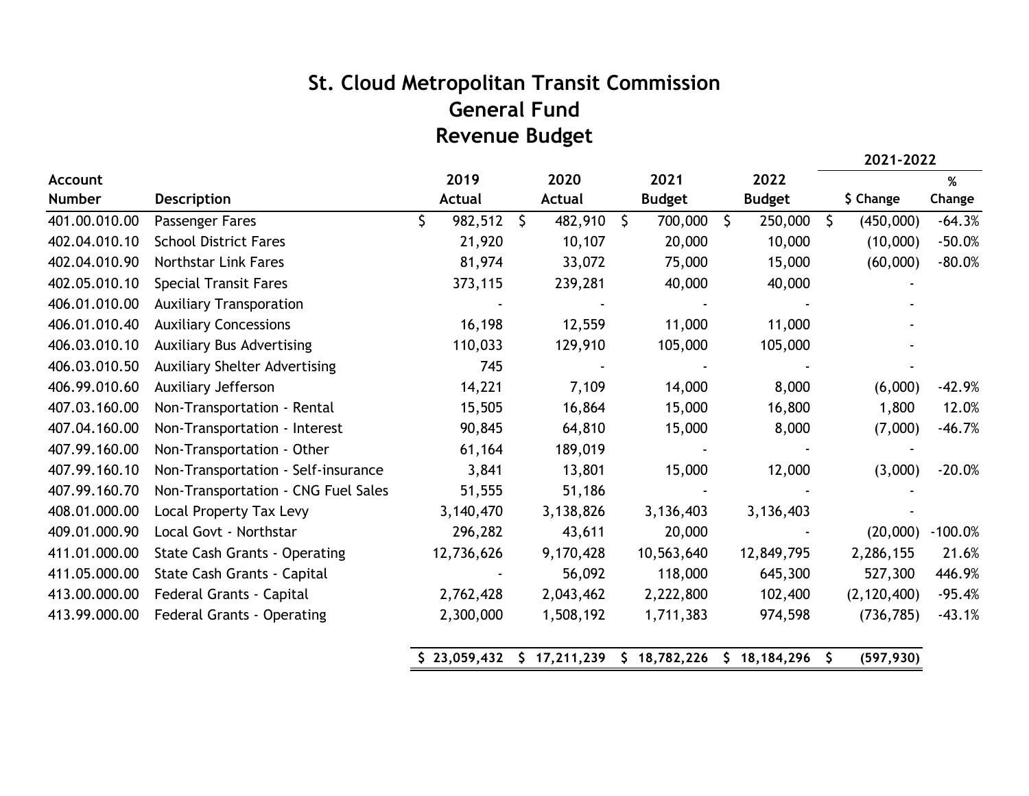# St. Cloud Metropolitan Transit Commission
## General Fund
## Revenue Budget

| Account Number | Description | 2019 Actual | 2020 Actual | 2021 Budget | 2022 Budget | 2021-2022 $ Change | 2021-2022 % Change |
|---|---|---|---|---|---|---|---|
| 401.00.010.00 | Passenger Fares | $ 982,512 | $ 482,910 | $ 700,000 | $ 250,000 | $ (450,000) | -64.3% |
| 402.04.010.10 | School District Fares | 21,920 | 10,107 | 20,000 | 10,000 | (10,000) | -50.0% |
| 402.04.010.90 | Northstar Link Fares | 81,974 | 33,072 | 75,000 | 15,000 | (60,000) | -80.0% |
| 402.05.010.10 | Special Transit Fares | 373,115 | 239,281 | 40,000 | 40,000 | - | |
| 406.01.010.00 | Auxiliary Transporation | - | - | - | - | - | |
| 406.01.010.40 | Auxiliary Concessions | 16,198 | 12,559 | 11,000 | 11,000 | - | |
| 406.03.010.10 | Auxiliary Bus Advertising | 110,033 | 129,910 | 105,000 | 105,000 | - | |
| 406.03.010.50 | Auxiliary Shelter Advertising | 745 | - | - | - | - | |
| 406.99.010.60 | Auxiliary Jefferson | 14,221 | 7,109 | 14,000 | 8,000 | (6,000) | -42.9% |
| 407.03.160.00 | Non-Transportation - Rental | 15,505 | 16,864 | 15,000 | 16,800 | 1,800 | 12.0% |
| 407.04.160.00 | Non-Transportation - Interest | 90,845 | 64,810 | 15,000 | 8,000 | (7,000) | -46.7% |
| 407.99.160.00 | Non-Transportation - Other | 61,164 | 189,019 | - | - | - | |
| 407.99.160.10 | Non-Transportation - Self-insurance | 3,841 | 13,801 | 15,000 | 12,000 | (3,000) | -20.0% |
| 407.99.160.70 | Non-Transportation - CNG Fuel Sales | 51,555 | 51,186 | - | - | - | |
| 408.01.000.00 | Local Property Tax Levy | 3,140,470 | 3,138,826 | 3,136,403 | 3,136,403 | - | |
| 409.01.000.90 | Local Govt - Northstar | 296,282 | 43,611 | 20,000 | - | (20,000) | -100.0% |
| 411.01.000.00 | State Cash Grants - Operating | 12,736,626 | 9,170,428 | 10,563,640 | 12,849,795 | 2,286,155 | 21.6% |
| 411.05.000.00 | State Cash Grants - Capital | - | 56,092 | 118,000 | 645,300 | 527,300 | 446.9% |
| 413.00.000.00 | Federal Grants - Capital | 2,762,428 | 2,043,462 | 2,222,800 | 102,400 | (2,120,400) | -95.4% |
| 413.99.000.00 | Federal Grants - Operating | 2,300,000 | 1,508,192 | 1,711,383 | 974,598 | (736,785) | -43.1% |
| | | **$ 23,059,432** | **$ 17,211,239** | **$ 18,782,226** | **$ 18,184,296** | **$ (597,930)** | |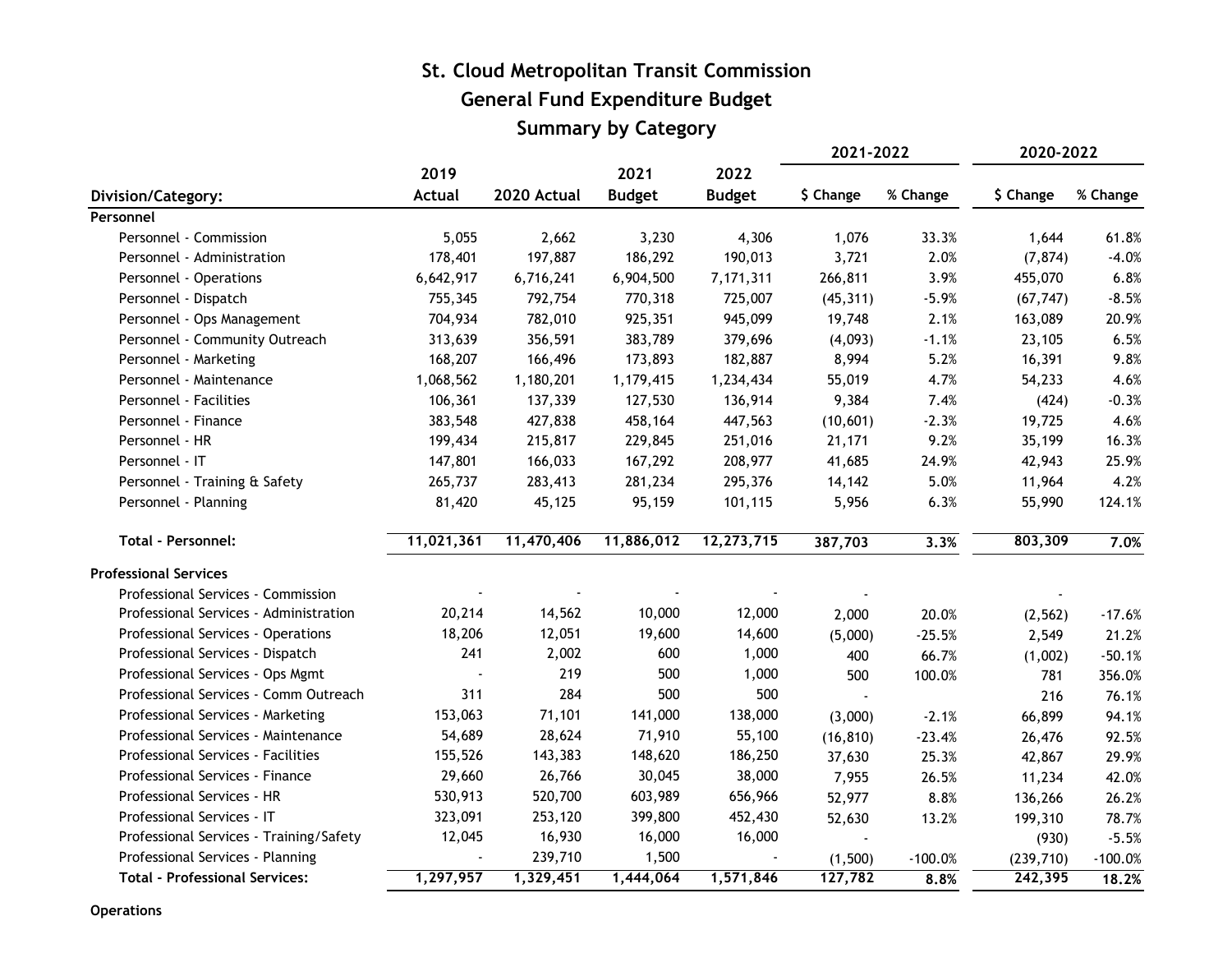# St. Cloud Metropolitan Transit Commission
## General Fund Expenditure Budget
### Summary by Category

| Division/Category: | 2019 Actual | 2020 Actual | 2021 Budget | 2022 Budget | 2021-2022 $ Change | 2021-2022 % Change | 2020-2022 $ Change | 2020-2022 % Change |
|---|---|---|---|---|---|---|---|---|
| **Personnel** | | | | | | | | |
| Personnel - Commission | 5,055 | 2,662 | 3,230 | 4,306 | 1,076 | 33.3% | 1,644 | 61.8% |
| Personnel - Administration | 178,401 | 197,887 | 186,292 | 190,013 | 3,721 | 2.0% | (7,874) | -4.0% |
| Personnel - Operations | 6,642,917 | 6,716,241 | 6,904,500 | 7,171,311 | 266,811 | 3.9% | 455,070 | 6.8% |
| Personnel - Dispatch | 755,345 | 792,754 | 770,318 | 725,007 | (45,311) | -5.9% | (67,747) | -8.5% |
| Personnel - Ops Management | 704,934 | 782,010 | 925,351 | 945,099 | 19,748 | 2.1% | 163,089 | 20.9% |
| Personnel - Community Outreach | 313,639 | 356,591 | 383,789 | 379,696 | (4,093) | -1.1% | 23,105 | 6.5% |
| Personnel - Marketing | 168,207 | 166,496 | 173,893 | 182,887 | 8,994 | 5.2% | 16,391 | 9.8% |
| Personnel - Maintenance | 1,068,562 | 1,180,201 | 1,179,415 | 1,234,434 | 55,019 | 4.7% | 54,233 | 4.6% |
| Personnel - Facilities | 106,361 | 137,339 | 127,530 | 136,914 | 9,384 | 7.4% | (424) | -0.3% |
| Personnel - Finance | 383,548 | 427,838 | 458,164 | 447,563 | (10,601) | -2.3% | 19,725 | 4.6% |
| Personnel - HR | 199,434 | 215,817 | 229,845 | 251,016 | 21,171 | 9.2% | 35,199 | 16.3% |
| Personnel - IT | 147,801 | 166,033 | 167,292 | 208,977 | 41,685 | 24.9% | 42,943 | 25.9% |
| Personnel - Training & Safety | 265,737 | 283,413 | 281,234 | 295,376 | 14,142 | 5.0% | 11,964 | 4.2% |
| Personnel - Planning | 81,420 | 45,125 | 95,159 | 101,115 | 5,956 | 6.3% | 55,990 | 124.1% |
| **Total - Personnel:** | **11,021,361** | **11,470,406** | **11,886,012** | **12,273,715** | **387,703** | **3.3%** | **803,309** | **7.0%** |
| **Professional Services** | | | | | | | | |
| Professional Services - Commission | - | - | - | - | - | | - | |
| Professional Services - Administration | 20,214 | 14,562 | 10,000 | 12,000 | 2,000 | 20.0% | (2,562) | -17.6% |
| Professional Services - Operations | 18,206 | 12,051 | 19,600 | 14,600 | (5,000) | -25.5% | 2,549 | 21.2% |
| Professional Services - Dispatch | 241 | 2,002 | 600 | 1,000 | 400 | 66.7% | (1,002) | -50.1% |
| Professional Services - Ops Mgmt | - | 219 | 500 | 1,000 | 500 | 100.0% | 781 | 356.0% |
| Professional Services - Comm Outreach | 311 | 284 | 500 | 500 | - | | 216 | 76.1% |
| Professional Services - Marketing | 153,063 | 71,101 | 141,000 | 138,000 | (3,000) | -2.1% | 66,899 | 94.1% |
| Professional Services - Maintenance | 54,689 | 28,624 | 71,910 | 55,100 | (16,810) | -23.4% | 26,476 | 92.5% |
| Professional Services - Facilities | 155,526 | 143,383 | 148,620 | 186,250 | 37,630 | 25.3% | 42,867 | 29.9% |
| Professional Services - Finance | 29,660 | 26,766 | 30,045 | 38,000 | 7,955 | 26.5% | 11,234 | 42.0% |
| Professional Services - HR | 530,913 | 520,700 | 603,989 | 656,966 | 52,977 | 8.8% | 136,266 | 26.2% |
| Professional Services - IT | 323,091 | 253,120 | 399,800 | 452,430 | 52,630 | 13.2% | 199,310 | 78.7% |
| Professional Services - Training/Safety | 12,045 | 16,930 | 16,000 | 16,000 | - | | (930) | -5.5% |
| Professional Services - Planning | - | 239,710 | 1,500 | - | (1,500) | -100.0% | (239,710) | -100.0% |
| **Total - Professional Services:** | **1,297,957** | **1,329,451** | **1,444,064** | **1,571,846** | **127,782** | **8.8%** | **242,395** | **18.2%** |

**Operations**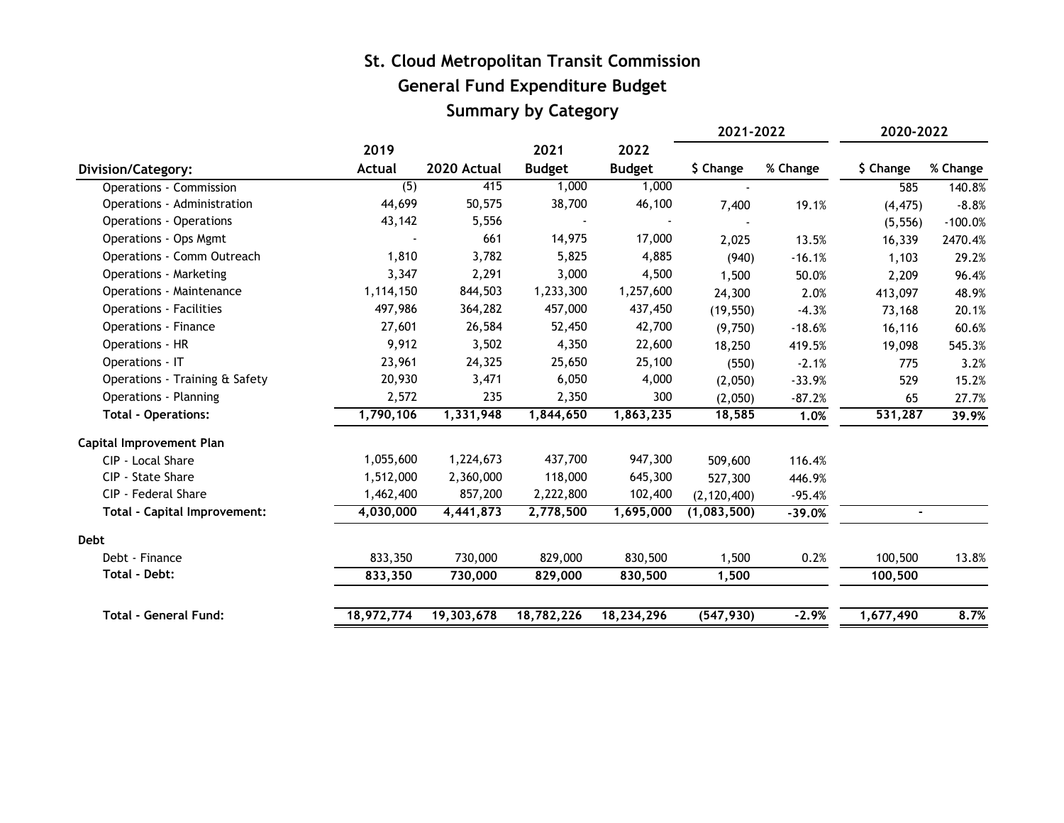# St. Cloud Metropolitan Transit Commission
## General Fund Expenditure Budget
## Summary by Category

| Division/Category: | 2019 Actual | 2020 Actual | 2021 Budget | 2022 Budget | 2021-2022 $ Change | 2021-2022 % Change | 2020-2022 $ Change | 2020-2022 % Change |
|---|---|---|---|---|---|---|---|---|
| Operations - Commission | (5) | 415 | 1,000 | 1,000 | - | | 585 | 140.8% |
| Operations - Administration | 44,699 | 50,575 | 38,700 | 46,100 | 7,400 | 19.1% | (4,475) | -8.8% |
| Operations - Operations | 43,142 | 5,556 | - | - | - | | (5,556) | -100.0% |
| Operations - Ops Mgmt | - | 661 | 14,975 | 17,000 | 2,025 | 13.5% | 16,339 | 2470.4% |
| Operations - Comm Outreach | 1,810 | 3,782 | 5,825 | 4,885 | (940) | -16.1% | 1,103 | 29.2% |
| Operations - Marketing | 3,347 | 2,291 | 3,000 | 4,500 | 1,500 | 50.0% | 2,209 | 96.4% |
| Operations - Maintenance | 1,114,150 | 844,503 | 1,233,300 | 1,257,600 | 24,300 | 2.0% | 413,097 | 48.9% |
| Operations - Facilities | 497,986 | 364,282 | 457,000 | 437,450 | (19,550) | -4.3% | 73,168 | 20.1% |
| Operations - Finance | 27,601 | 26,584 | 52,450 | 42,700 | (9,750) | -18.6% | 16,116 | 60.6% |
| Operations - HR | 9,912 | 3,502 | 4,350 | 22,600 | 18,250 | 419.5% | 19,098 | 545.3% |
| Operations - IT | 23,961 | 24,325 | 25,650 | 25,100 | (550) | -2.1% | 775 | 3.2% |
| Operations - Training & Safety | 20,930 | 3,471 | 6,050 | 4,000 | (2,050) | -33.9% | 529 | 15.2% |
| Operations - Planning | 2,572 | 235 | 2,350 | 300 | (2,050) | -87.2% | 65 | 27.7% |
| **Total - Operations:** | **1,790,106** | **1,331,948** | **1,844,650** | **1,863,235** | **18,585** | **1.0%** | **531,287** | **39.9%** |
| **Capital Improvement Plan** | | | | | | | | |
| CIP - Local Share | 1,055,600 | 1,224,673 | 437,700 | 947,300 | 509,600 | 116.4% | | |
| CIP - State Share | 1,512,000 | 2,360,000 | 118,000 | 645,300 | 527,300 | 446.9% | | |
| CIP - Federal Share | 1,462,400 | 857,200 | 2,222,800 | 102,400 | (2,120,400) | -95.4% | | |
| **Total - Capital Improvement:** | **4,030,000** | **4,441,873** | **2,778,500** | **1,695,000** | **(1,083,500)** | **-39.0%** | - | |
| **Debt** | | | | | | | | |
| Debt - Finance | 833,350 | 730,000 | 829,000 | 830,500 | 1,500 | 0.2% | 100,500 | 13.8% |
| **Total - Debt:** | **833,350** | **730,000** | **829,000** | **830,500** | **1,500** | | **100,500** | |
| **Total - General Fund:** | **18,972,774** | **19,303,678** | **18,782,226** | **18,234,296** | **(547,930)** | **-2.9%** | **1,677,490** | **8.7%** |